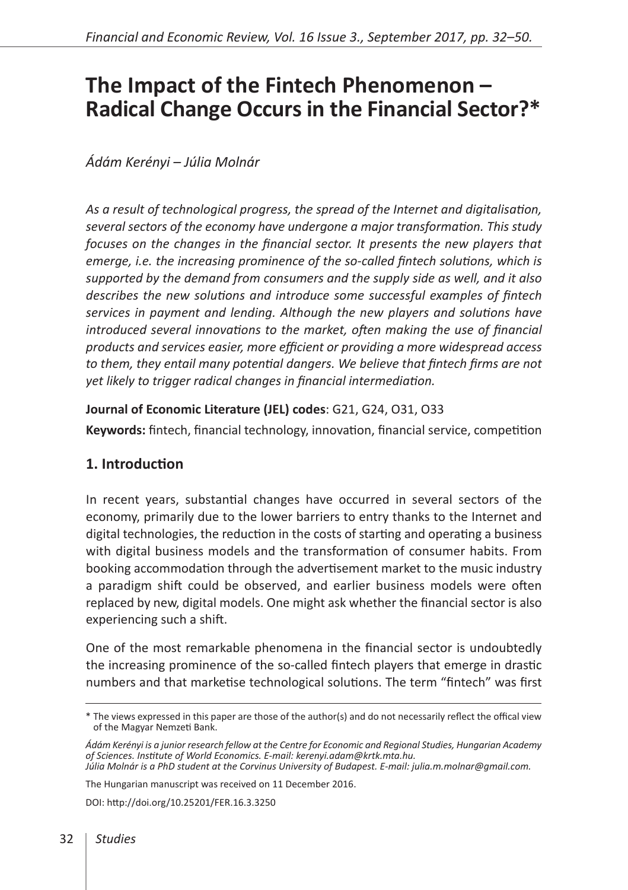# The Impact of the Fintech Phenomenon – Radical Change Occurs in the Financial Sector?*

*Ádám Kerényi – Júlia Molnár*

*As a result of technological progress, the spread of the Internet and digitalisation, several sectors of the economy have undergone a major transformation. This study focuses on the changes in the financial sector. It presents the new players that emerge, i.e. the increasing prominence of the so-called fintech solutions, which is supported by the demand from consumers and the supply side as well, and it also describes the new solutions and introduce some successful examples of fintech services in payment and lending. Although the new players and solutions have introduced several innovations to the market, often making the use of financial products and services easier, more efficient or providing a more widespread access to them, they entail many potential dangers. We believe that fintech firms are not yet likely to trigger radical changes in financial intermediation.*

**Journal of Economic Literature (JEL) codes**: G21, G24, O31, O33

**Keywords:** fintech, financial technology, innovation, financial service, competition

## 1. Introduction

In recent years, substantial changes have occurred in several sectors of the economy, primarily due to the lower barriers to entry thanks to the Internet and digital technologies, the reduction in the costs of starting and operating a business with digital business models and the transformation of consumer habits. From booking accommodation through the advertisement market to the music industry a paradigm shift could be observed, and earlier business models were often replaced by new, digital models. One might ask whether the financial sector is also experiencing such a shift.

One of the most remarkable phenomena in the financial sector is undoubtedly the increasing prominence of the so-called fintech players that emerge in drastic numbers and that marketise technological solutions. The term "fintech" was first

---

\* The views expressed in this paper are those of the author(s) and do not necessarily reflect the offical view of the Magyar Nemzeti Bank.

*Ádám Kerényi is a junior research fellow at the Centre for Economic and Regional Studies, Hungarian Academy of Sciences. Institute of World Economics. E-mail: kerenyi.adam@krtk.mta.hu.*
*Júlia Molnár is a PhD student at the Corvinus University of Budapest. E-mail: julia.m.molnar@gmail.com.*

The Hungarian manuscript was received on 11 December 2016.

DOI: http://doi.org/10.25201/FER.16.3.3250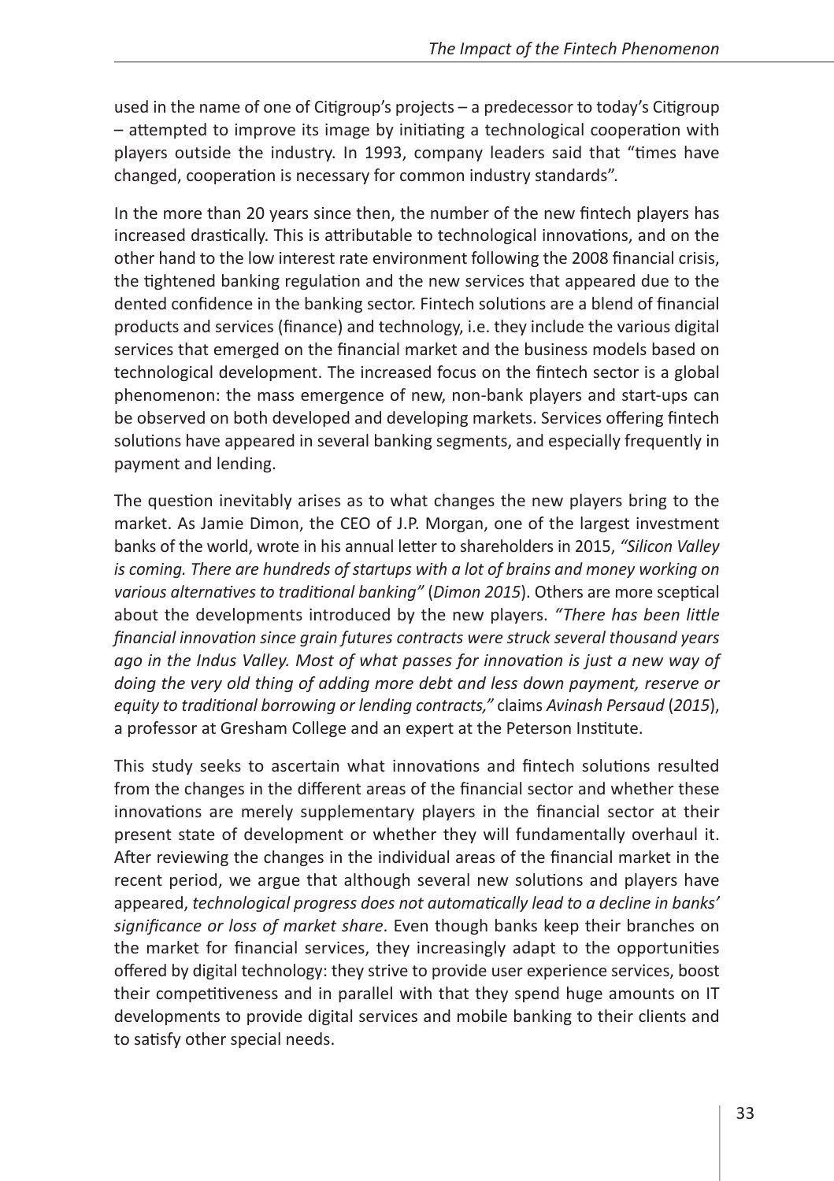used in the name of one of Citigroup's projects – a predecessor to today's Citigroup – attempted to improve its image by initiating a technological cooperation with players outside the industry. In 1993, company leaders said that "times have changed, cooperation is necessary for common industry standards".

In the more than 20 years since then, the number of the new fintech players has increased drastically. This is attributable to technological innovations, and on the other hand to the low interest rate environment following the 2008 financial crisis, the tightened banking regulation and the new services that appeared due to the dented confidence in the banking sector. Fintech solutions are a blend of financial products and services (finance) and technology, i.e. they include the various digital services that emerged on the financial market and the business models based on technological development. The increased focus on the fintech sector is a global phenomenon: the mass emergence of new, non-bank players and start-ups can be observed on both developed and developing markets. Services offering fintech solutions have appeared in several banking segments, and especially frequently in payment and lending.

The question inevitably arises as to what changes the new players bring to the market. As Jamie Dimon, the CEO of J.P. Morgan, one of the largest investment banks of the world, wrote in his annual letter to shareholders in 2015, *"Silicon Valley is coming. There are hundreds of startups with a lot of brains and money working on various alternatives to traditional banking"* (*Dimon 2015*). Others are more sceptical about the developments introduced by the new players. *"There has been little financial innovation since grain futures contracts were struck several thousand years ago in the Indus Valley. Most of what passes for innovation is just a new way of doing the very old thing of adding more debt and less down payment, reserve or equity to traditional borrowing or lending contracts,"* claims *Avinash Persaud* (*2015*), a professor at Gresham College and an expert at the Peterson Institute.

This study seeks to ascertain what innovations and fintech solutions resulted from the changes in the different areas of the financial sector and whether these innovations are merely supplementary players in the financial sector at their present state of development or whether they will fundamentally overhaul it. After reviewing the changes in the individual areas of the financial market in the recent period, we argue that although several new solutions and players have appeared, *technological progress does not automatically lead to a decline in banks' significance or loss of market share*. Even though banks keep their branches on the market for financial services, they increasingly adapt to the opportunities offered by digital technology: they strive to provide user experience services, boost their competitiveness and in parallel with that they spend huge amounts on IT developments to provide digital services and mobile banking to their clients and to satisfy other special needs.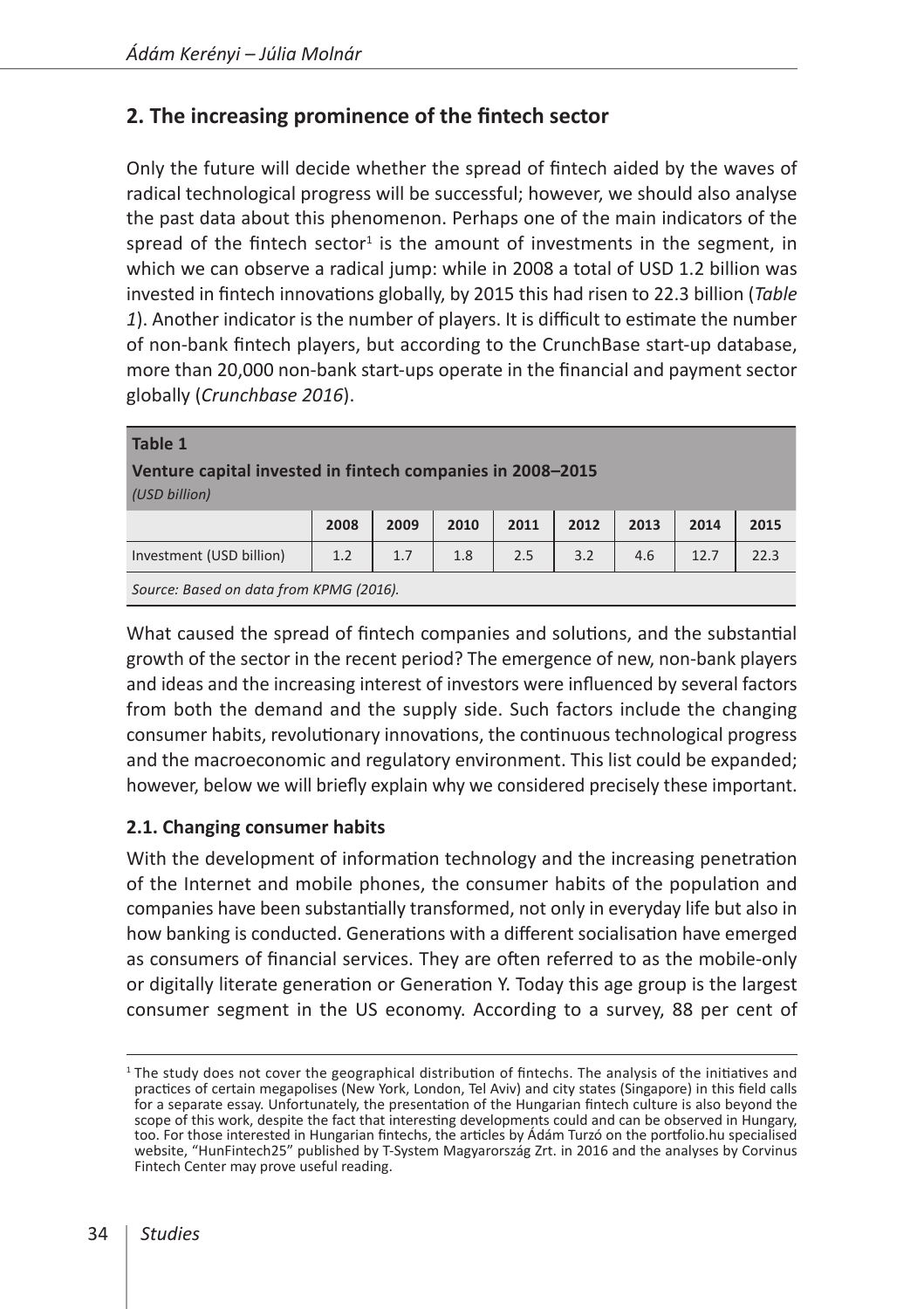## 2. The increasing prominence of the fintech sector

Only the future will decide whether the spread of fintech aided by the waves of radical technological progress will be successful; however, we should also analyse the past data about this phenomenon. Perhaps one of the main indicators of the spread of the fintech sector[1] is the amount of investments in the segment, in which we can observe a radical jump: while in 2008 a total of USD 1.2 billion was invested in fintech innovations globally, by 2015 this had risen to 22.3 billion (*Table 1*). Another indicator is the number of players. It is difficult to estimate the number of non-bank fintech players, but according to the CrunchBase start-up database, more than 20,000 non-bank start-ups operate in the financial and payment sector globally (*Crunchbase 2016*).

**Table 1**
**Venture capital invested in fintech companies in 2008–2015**
*(USD billion)*

| | 2008 | 2009 | 2010 | 2011 | 2012 | 2013 | 2014 | 2015 |
|---|---|---|---|---|---|---|---|---|
| Investment (USD billion) | 1.2 | 1.7 | 1.8 | 2.5 | 3.2 | 4.6 | 12.7 | 22.3 |

*Source: Based on data from KPMG (2016).*

What caused the spread of fintech companies and solutions, and the substantial growth of the sector in the recent period? The emergence of new, non-bank players and ideas and the increasing interest of investors were influenced by several factors from both the demand and the supply side. Such factors include the changing consumer habits, revolutionary innovations, the continuous technological progress and the macroeconomic and regulatory environment. This list could be expanded; however, below we will briefly explain why we considered precisely these important.

### 2.1. Changing consumer habits

With the development of information technology and the increasing penetration of the Internet and mobile phones, the consumer habits of the population and companies have been substantially transformed, not only in everyday life but also in how banking is conducted. Generations with a different socialisation have emerged as consumers of financial services. They are often referred to as the mobile-only or digitally literate generation or Generation Y. Today this age group is the largest consumer segment in the US economy. According to a survey, 88 per cent of

[1] The study does not cover the geographical distribution of fintechs. The analysis of the initiatives and practices of certain megapolises (New York, London, Tel Aviv) and city states (Singapore) in this field calls for a separate essay. Unfortunately, the presentation of the Hungarian fintech culture is also beyond the scope of this work, despite the fact that interesting developments could and can be observed in Hungary, too. For those interested in Hungarian fintechs, the articles by Ádám Turzó on the portfolio.hu specialised website, "HunFintech25" published by T-System Magyarország Zrt. in 2016 and the analyses by Corvinus Fintech Center may prove useful reading.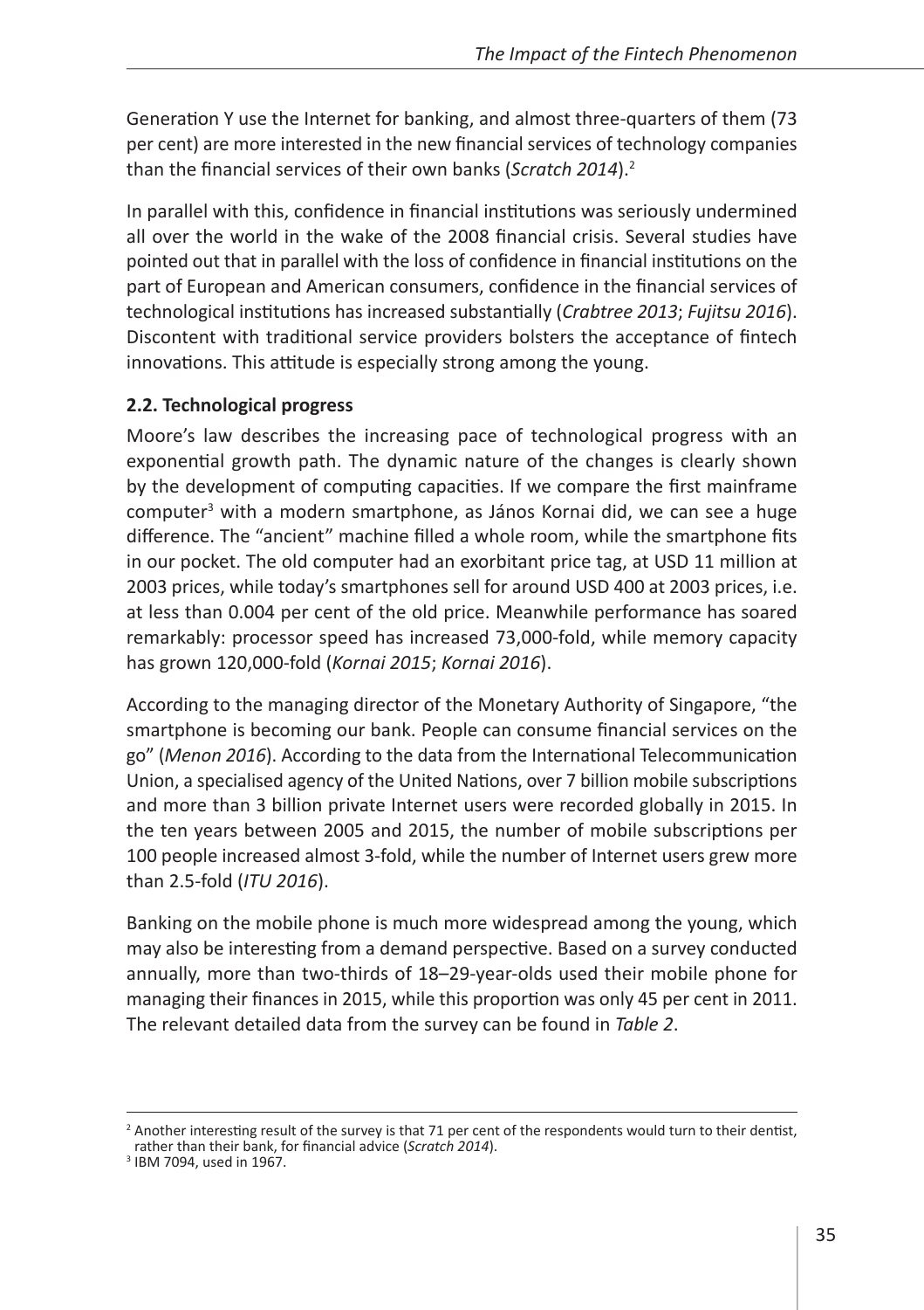Generation Y use the Internet for banking, and almost three-quarters of them (73 per cent) are more interested in the new financial services of technology companies than the financial services of their own banks (*Scratch 2014*).[2]

In parallel with this, confidence in financial institutions was seriously undermined all over the world in the wake of the 2008 financial crisis. Several studies have pointed out that in parallel with the loss of confidence in financial institutions on the part of European and American consumers, confidence in the financial services of technological institutions has increased substantially (*Crabtree 2013*; *Fujitsu 2016*). Discontent with traditional service providers bolsters the acceptance of fintech innovations. This attitude is especially strong among the young.

### 2.2. Technological progress

Moore's law describes the increasing pace of technological progress with an exponential growth path. The dynamic nature of the changes is clearly shown by the development of computing capacities. If we compare the first mainframe computer[3] with a modern smartphone, as János Kornai did, we can see a huge difference. The "ancient" machine filled a whole room, while the smartphone fits in our pocket. The old computer had an exorbitant price tag, at USD 11 million at 2003 prices, while today's smartphones sell for around USD 400 at 2003 prices, i.e. at less than 0.004 per cent of the old price. Meanwhile performance has soared remarkably: processor speed has increased 73,000-fold, while memory capacity has grown 120,000-fold (*Kornai 2015*; *Kornai 2016*).

According to the managing director of the Monetary Authority of Singapore, "the smartphone is becoming our bank. People can consume financial services on the go" (*Menon 2016*). According to the data from the International Telecommunication Union, a specialised agency of the United Nations, over 7 billion mobile subscriptions and more than 3 billion private Internet users were recorded globally in 2015. In the ten years between 2005 and 2015, the number of mobile subscriptions per 100 people increased almost 3-fold, while the number of Internet users grew more than 2.5-fold (*ITU 2016*).

Banking on the mobile phone is much more widespread among the young, which may also be interesting from a demand perspective. Based on a survey conducted annually, more than two-thirds of 18–29-year-olds used their mobile phone for managing their finances in 2015, while this proportion was only 45 per cent in 2011. The relevant detailed data from the survey can be found in *Table 2*.

---

[2] Another interesting result of the survey is that 71 per cent of the respondents would turn to their dentist, rather than their bank, for financial advice (*Scratch 2014*).

[3] IBM 7094, used in 1967.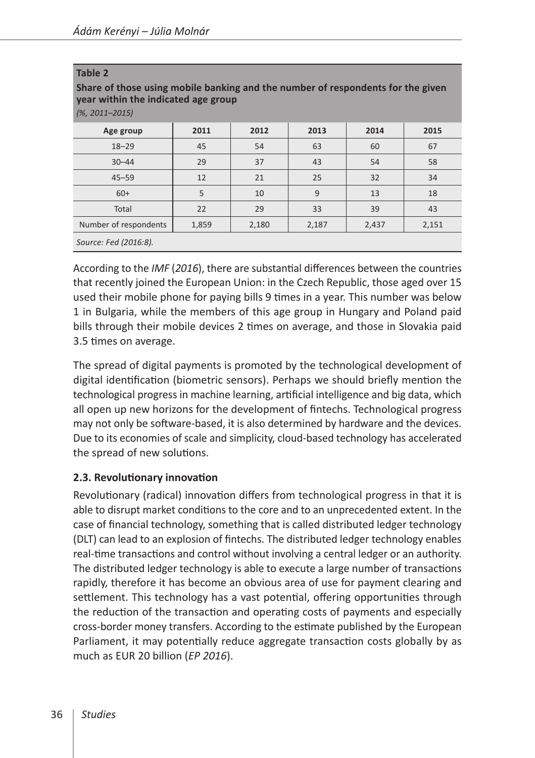**Table 2**

**Share of those using mobile banking and the number of respondents for the given year within the indicated age group**

*(%, 2011–2015)*

| Age group | 2011 | 2012 | 2013 | 2014 | 2015 |
|---|---|---|---|---|---|
| 18–29 | 45 | 54 | 63 | 60 | 67 |
| 30–44 | 29 | 37 | 43 | 54 | 58 |
| 45–59 | 12 | 21 | 25 | 32 | 34 |
| 60+ | 5 | 10 | 9 | 13 | 18 |
| Total | 22 | 29 | 33 | 39 | 43 |
| Number of respondents | 1,859 | 2,180 | 2,187 | 2,437 | 2,151 |

*Source: Fed (2016:8).*

According to the *IMF* (*2016*), there are substantial differences between the countries that recently joined the European Union: in the Czech Republic, those aged over 15 used their mobile phone for paying bills 9 times in a year. This number was below 1 in Bulgaria, while the members of this age group in Hungary and Poland paid bills through their mobile devices 2 times on average, and those in Slovakia paid 3.5 times on average.

The spread of digital payments is promoted by the technological development of digital identification (biometric sensors). Perhaps we should briefly mention the technological progress in machine learning, artificial intelligence and big data, which all open up new horizons for the development of fintechs. Technological progress may not only be software-based, it is also determined by hardware and the devices. Due to its economies of scale and simplicity, cloud-based technology has accelerated the spread of new solutions.

### 2.3. Revolutionary innovation

Revolutionary (radical) innovation differs from technological progress in that it is able to disrupt market conditions to the core and to an unprecedented extent. In the case of financial technology, something that is called distributed ledger technology (DLT) can lead to an explosion of fintechs. The distributed ledger technology enables real-time transactions and control without involving a central ledger or an authority. The distributed ledger technology is able to execute a large number of transactions rapidly, therefore it has become an obvious area of use for payment clearing and settlement. This technology has a vast potential, offering opportunities through the reduction of the transaction and operating costs of payments and especially cross-border money transfers. According to the estimate published by the European Parliament, it may potentially reduce aggregate transaction costs globally by as much as EUR 20 billion (*EP 2016*).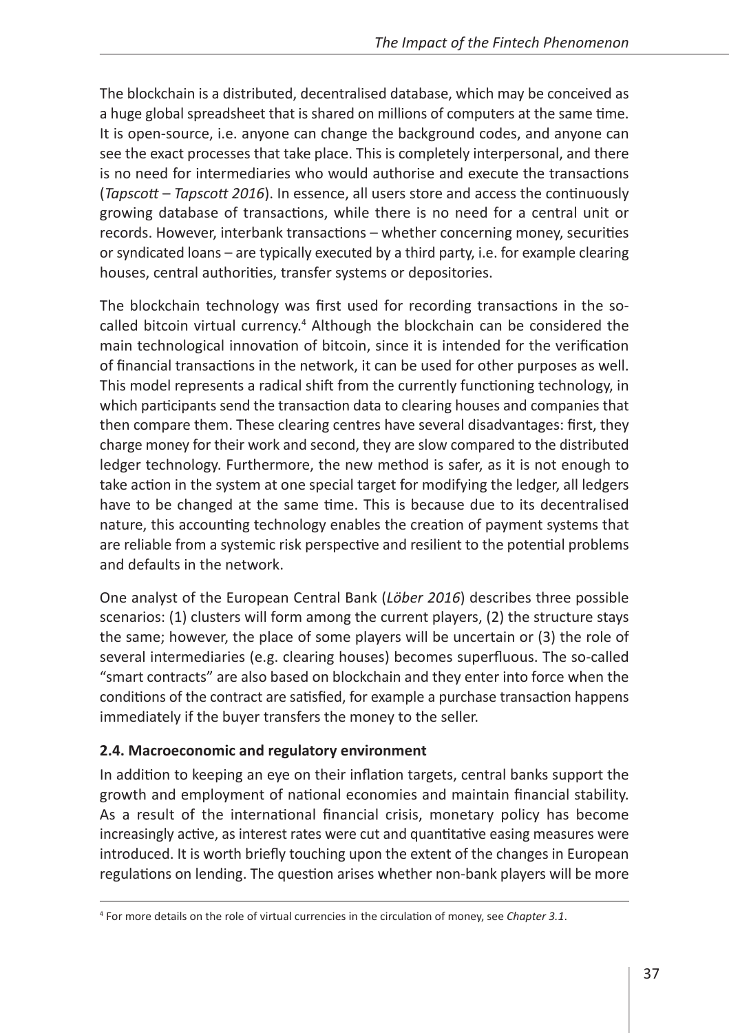The blockchain is a distributed, decentralised database, which may be conceived as a huge global spreadsheet that is shared on millions of computers at the same time. It is open-source, i.e. anyone can change the background codes, and anyone can see the exact processes that take place. This is completely interpersonal, and there is no need for intermediaries who would authorise and execute the transactions (*Tapscott – Tapscott 2016*). In essence, all users store and access the continuously growing database of transactions, while there is no need for a central unit or records. However, interbank transactions – whether concerning money, securities or syndicated loans – are typically executed by a third party, i.e. for example clearing houses, central authorities, transfer systems or depositories.

The blockchain technology was first used for recording transactions in the so-called bitcoin virtual currency.[4] Although the blockchain can be considered the main technological innovation of bitcoin, since it is intended for the verification of financial transactions in the network, it can be used for other purposes as well. This model represents a radical shift from the currently functioning technology, in which participants send the transaction data to clearing houses and companies that then compare them. These clearing centres have several disadvantages: first, they charge money for their work and second, they are slow compared to the distributed ledger technology. Furthermore, the new method is safer, as it is not enough to take action in the system at one special target for modifying the ledger, all ledgers have to be changed at the same time. This is because due to its decentralised nature, this accounting technology enables the creation of payment systems that are reliable from a systemic risk perspective and resilient to the potential problems and defaults in the network.

One analyst of the European Central Bank (*Löber 2016*) describes three possible scenarios: (1) clusters will form among the current players, (2) the structure stays the same; however, the place of some players will be uncertain or (3) the role of several intermediaries (e.g. clearing houses) becomes superfluous. The so-called "smart contracts" are also based on blockchain and they enter into force when the conditions of the contract are satisfied, for example a purchase transaction happens immediately if the buyer transfers the money to the seller.

### 2.4. Macroeconomic and regulatory environment

In addition to keeping an eye on their inflation targets, central banks support the growth and employment of national economies and maintain financial stability. As a result of the international financial crisis, monetary policy has become increasingly active, as interest rates were cut and quantitative easing measures were introduced. It is worth briefly touching upon the extent of the changes in European regulations on lending. The question arises whether non-bank players will be more

---

[4] For more details on the role of virtual currencies in the circulation of money, see *Chapter 3.1*.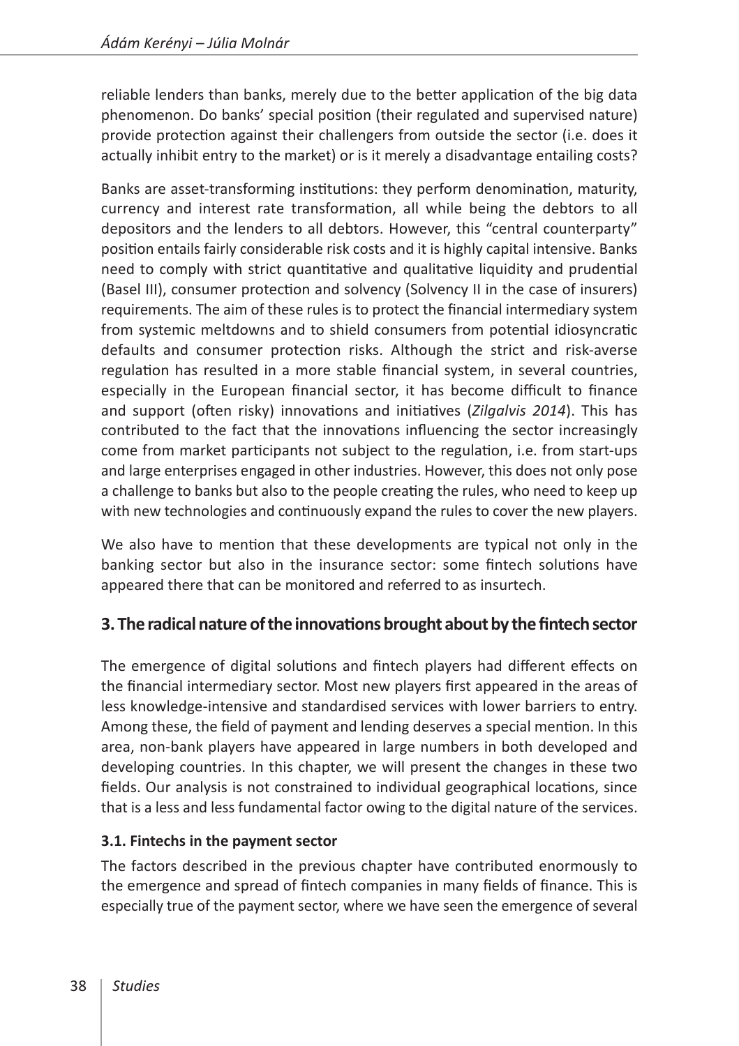reliable lenders than banks, merely due to the better application of the big data phenomenon. Do banks' special position (their regulated and supervised nature) provide protection against their challengers from outside the sector (i.e. does it actually inhibit entry to the market) or is it merely a disadvantage entailing costs?

Banks are asset-transforming institutions: they perform denomination, maturity, currency and interest rate transformation, all while being the debtors to all depositors and the lenders to all debtors. However, this "central counterparty" position entails fairly considerable risk costs and it is highly capital intensive. Banks need to comply with strict quantitative and qualitative liquidity and prudential (Basel III), consumer protection and solvency (Solvency II in the case of insurers) requirements. The aim of these rules is to protect the financial intermediary system from systemic meltdowns and to shield consumers from potential idiosyncratic defaults and consumer protection risks. Although the strict and risk-averse regulation has resulted in a more stable financial system, in several countries, especially in the European financial sector, it has become difficult to finance and support (often risky) innovations and initiatives (*Zilgalvis 2014*). This has contributed to the fact that the innovations influencing the sector increasingly come from market participants not subject to the regulation, i.e. from start-ups and large enterprises engaged in other industries. However, this does not only pose a challenge to banks but also to the people creating the rules, who need to keep up with new technologies and continuously expand the rules to cover the new players.

We also have to mention that these developments are typical not only in the banking sector but also in the insurance sector: some fintech solutions have appeared there that can be monitored and referred to as insurtech.

## 3. The radical nature of the innovations brought about by the fintech sector

The emergence of digital solutions and fintech players had different effects on the financial intermediary sector. Most new players first appeared in the areas of less knowledge-intensive and standardised services with lower barriers to entry. Among these, the field of payment and lending deserves a special mention. In this area, non-bank players have appeared in large numbers in both developed and developing countries. In this chapter, we will present the changes in these two fields. Our analysis is not constrained to individual geographical locations, since that is a less and less fundamental factor owing to the digital nature of the services.

### 3.1. Fintechs in the payment sector

The factors described in the previous chapter have contributed enormously to the emergence and spread of fintech companies in many fields of finance. This is especially true of the payment sector, where we have seen the emergence of several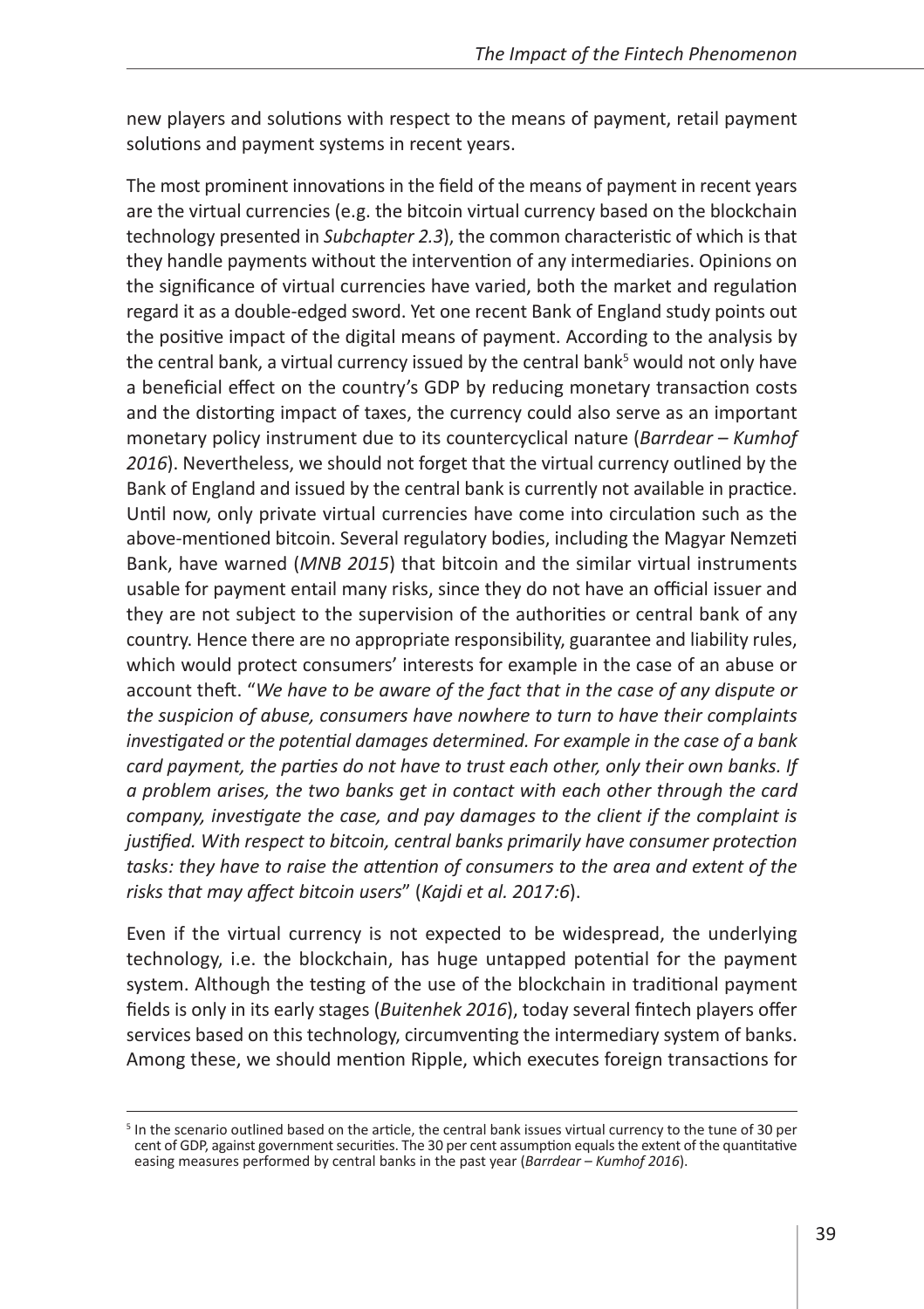new players and solutions with respect to the means of payment, retail payment solutions and payment systems in recent years.

The most prominent innovations in the field of the means of payment in recent years are the virtual currencies (e.g. the bitcoin virtual currency based on the blockchain technology presented in *Subchapter 2.3*), the common characteristic of which is that they handle payments without the intervention of any intermediaries. Opinions on the significance of virtual currencies have varied, both the market and regulation regard it as a double-edged sword. Yet one recent Bank of England study points out the positive impact of the digital means of payment. According to the analysis by the central bank, a virtual currency issued by the central bank[5] would not only have a beneficial effect on the country's GDP by reducing monetary transaction costs and the distorting impact of taxes, the currency could also serve as an important monetary policy instrument due to its countercyclical nature (*Barrdear – Kumhof 2016*). Nevertheless, we should not forget that the virtual currency outlined by the Bank of England and issued by the central bank is currently not available in practice. Until now, only private virtual currencies have come into circulation such as the above-mentioned bitcoin. Several regulatory bodies, including the Magyar Nemzeti Bank, have warned (*MNB 2015*) that bitcoin and the similar virtual instruments usable for payment entail many risks, since they do not have an official issuer and they are not subject to the supervision of the authorities or central bank of any country. Hence there are no appropriate responsibility, guarantee and liability rules, which would protect consumers' interests for example in the case of an abuse or account theft. "*We have to be aware of the fact that in the case of any dispute or the suspicion of abuse, consumers have nowhere to turn to have their complaints investigated or the potential damages determined. For example in the case of a bank card payment, the parties do not have to trust each other, only their own banks. If a problem arises, the two banks get in contact with each other through the card company, investigate the case, and pay damages to the client if the complaint is justified. With respect to bitcoin, central banks primarily have consumer protection tasks: they have to raise the attention of consumers to the area and extent of the risks that may affect bitcoin users*" (*Kajdi et al. 2017:6*).

Even if the virtual currency is not expected to be widespread, the underlying technology, i.e. the blockchain, has huge untapped potential for the payment system. Although the testing of the use of the blockchain in traditional payment fields is only in its early stages (*Buitenhek 2016*), today several fintech players offer services based on this technology, circumventing the intermediary system of banks. Among these, we should mention Ripple, which executes foreign transactions for

[5] In the scenario outlined based on the article, the central bank issues virtual currency to the tune of 30 per cent of GDP, against government securities. The 30 per cent assumption equals the extent of the quantitative easing measures performed by central banks in the past year (*Barrdear – Kumhof 2016*).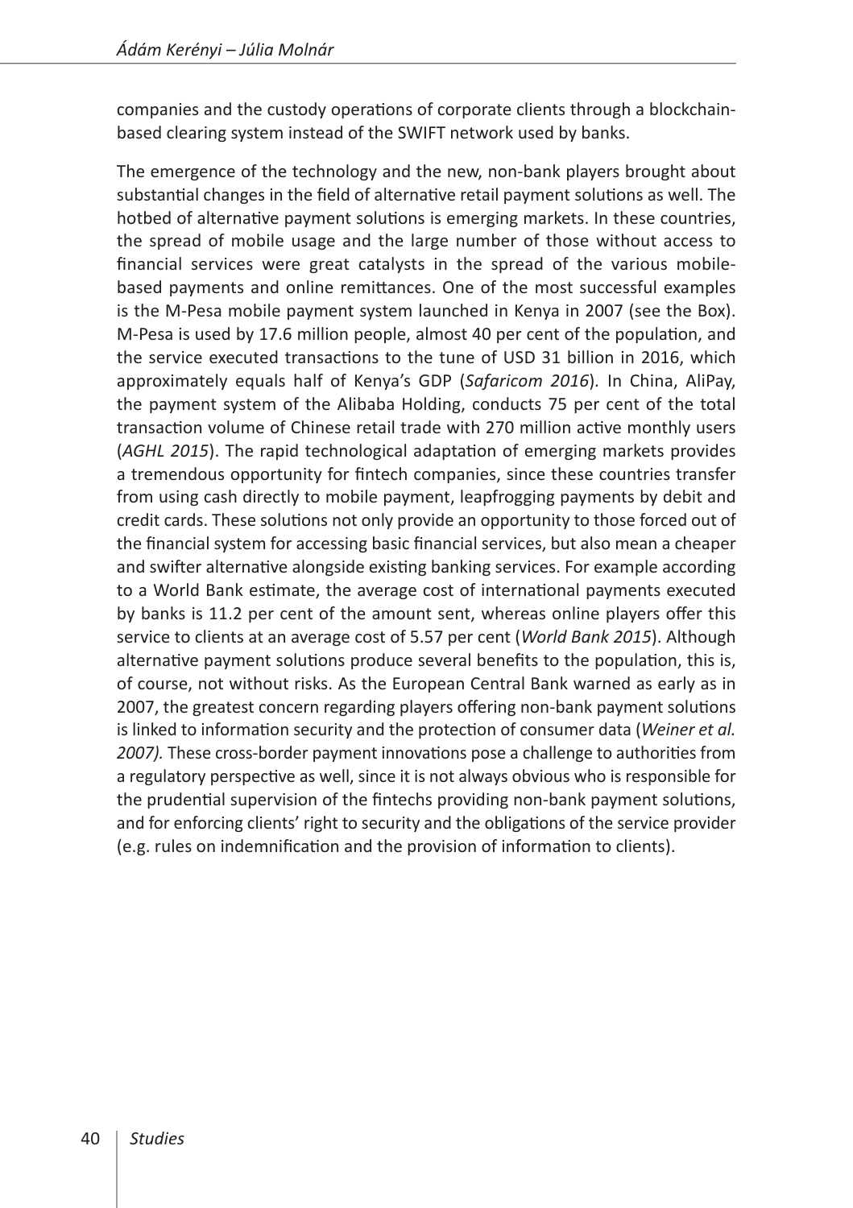companies and the custody operations of corporate clients through a blockchain-based clearing system instead of the SWIFT network used by banks.

The emergence of the technology and the new, non-bank players brought about substantial changes in the field of alternative retail payment solutions as well. The hotbed of alternative payment solutions is emerging markets. In these countries, the spread of mobile usage and the large number of those without access to financial services were great catalysts in the spread of the various mobile-based payments and online remittances. One of the most successful examples is the M-Pesa mobile payment system launched in Kenya in 2007 (see the Box). M-Pesa is used by 17.6 million people, almost 40 per cent of the population, and the service executed transactions to the tune of USD 31 billion in 2016, which approximately equals half of Kenya's GDP (*Safaricom 2016*). In China, AliPay, the payment system of the Alibaba Holding, conducts 75 per cent of the total transaction volume of Chinese retail trade with 270 million active monthly users (*AGHL 2015*). The rapid technological adaptation of emerging markets provides a tremendous opportunity for fintech companies, since these countries transfer from using cash directly to mobile payment, leapfrogging payments by debit and credit cards. These solutions not only provide an opportunity to those forced out of the financial system for accessing basic financial services, but also mean a cheaper and swifter alternative alongside existing banking services. For example according to a World Bank estimate, the average cost of international payments executed by banks is 11.2 per cent of the amount sent, whereas online players offer this service to clients at an average cost of 5.57 per cent (*World Bank 2015*). Although alternative payment solutions produce several benefits to the population, this is, of course, not without risks. As the European Central Bank warned as early as in 2007, the greatest concern regarding players offering non-bank payment solutions is linked to information security and the protection of consumer data (*Weiner et al. 2007).* These cross-border payment innovations pose a challenge to authorities from a regulatory perspective as well, since it is not always obvious who is responsible for the prudential supervision of the fintechs providing non-bank payment solutions, and for enforcing clients' right to security and the obligations of the service provider (e.g. rules on indemnification and the provision of information to clients).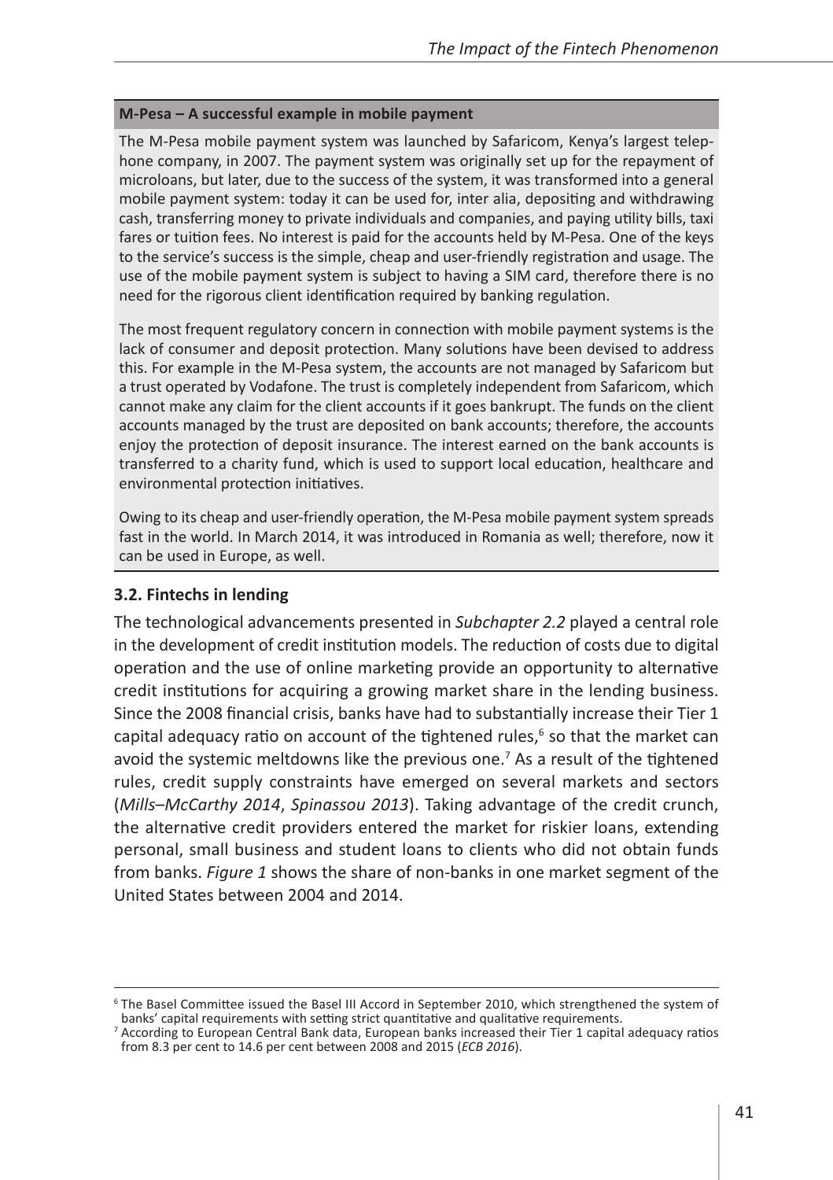**M-Pesa – A successful example in mobile payment**

The M-Pesa mobile payment system was launched by Safaricom, Kenya's largest telephone company, in 2007. The payment system was originally set up for the repayment of microloans, but later, due to the success of the system, it was transformed into a general mobile payment system: today it can be used for, inter alia, depositing and withdrawing cash, transferring money to private individuals and companies, and paying utility bills, taxi fares or tuition fees. No interest is paid for the accounts held by M-Pesa. One of the keys to the service's success is the simple, cheap and user-friendly registration and usage. The use of the mobile payment system is subject to having a SIM card, therefore there is no need for the rigorous client identification required by banking regulation.

The most frequent regulatory concern in connection with mobile payment systems is the lack of consumer and deposit protection. Many solutions have been devised to address this. For example in the M-Pesa system, the accounts are not managed by Safaricom but a trust operated by Vodafone. The trust is completely independent from Safaricom, which cannot make any claim for the client accounts if it goes bankrupt. The funds on the client accounts managed by the trust are deposited on bank accounts; therefore, the accounts enjoy the protection of deposit insurance. The interest earned on the bank accounts is transferred to a charity fund, which is used to support local education, healthcare and environmental protection initiatives.

Owing to its cheap and user-friendly operation, the M-Pesa mobile payment system spreads fast in the world. In March 2014, it was introduced in Romania as well; therefore, now it can be used in Europe, as well.

### 3.2. Fintechs in lending

The technological advancements presented in *Subchapter 2.2* played a central role in the development of credit institution models. The reduction of costs due to digital operation and the use of online marketing provide an opportunity to alternative credit institutions for acquiring a growing market share in the lending business. Since the 2008 financial crisis, banks have had to substantially increase their Tier 1 capital adequacy ratio on account of the tightened rules,[6] so that the market can avoid the systemic meltdowns like the previous one.[7] As a result of the tightened rules, credit supply constraints have emerged on several markets and sectors (*Mills–McCarthy 2014*, *Spinassou 2013*). Taking advantage of the credit crunch, the alternative credit providers entered the market for riskier loans, extending personal, small business and student loans to clients who did not obtain funds from banks. *Figure 1* shows the share of non-banks in one market segment of the United States between 2004 and 2014.

[6] The Basel Committee issued the Basel III Accord in September 2010, which strengthened the system of banks' capital requirements with setting strict quantitative and qualitative requirements.

[7] According to European Central Bank data, European banks increased their Tier 1 capital adequacy ratios from 8.3 per cent to 14.6 per cent between 2008 and 2015 (*ECB 2016*).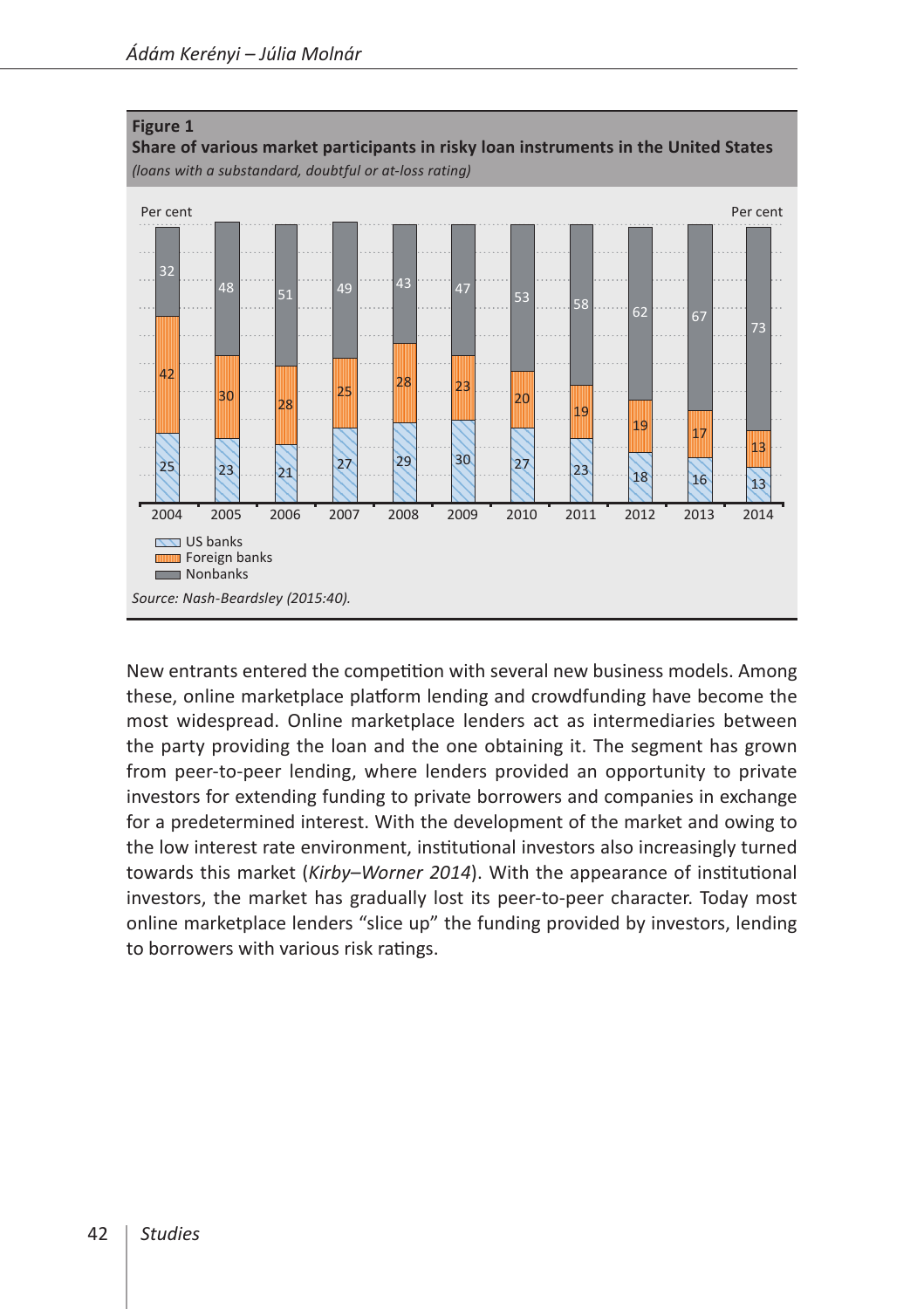**Figure 1**
**Share of various market participants in risky loan instruments in the United States**
*(loans with a substandard, doubtful or at-loss rating)*

| Per cent | 2004 | 2005 | 2006 | 2007 | 2008 | 2009 | 2010 | 2011 | 2012 | 2013 | 2014 |
|---|---|---|---|---|---|---|---|---|---|---|---|
| US banks | 25 | 23 | 21 | 27 | 29 | 30 | 27 | 23 | 18 | 16 | 13 |
| Foreign banks | 42 | 30 | 28 | 25 | 28 | 23 | 20 | 19 | 19 | 17 | 13 |
| Nonbanks | 32 | 48 | 51 | 49 | 43 | 47 | 53 | 58 | 62 | 67 | 73 |

*Source: Nash-Beardsley (2015:40).*

New entrants entered the competition with several new business models. Among these, online marketplace platform lending and crowdfunding have become the most widespread. Online marketplace lenders act as intermediaries between the party providing the loan and the one obtaining it. The segment has grown from peer-to-peer lending, where lenders provided an opportunity to private investors for extending funding to private borrowers and companies in exchange for a predetermined interest. With the development of the market and owing to the low interest rate environment, institutional investors also increasingly turned towards this market (*Kirby–Worner 2014*). With the appearance of institutional investors, the market has gradually lost its peer-to-peer character. Today most online marketplace lenders "slice up" the funding provided by investors, lending to borrowers with various risk ratings.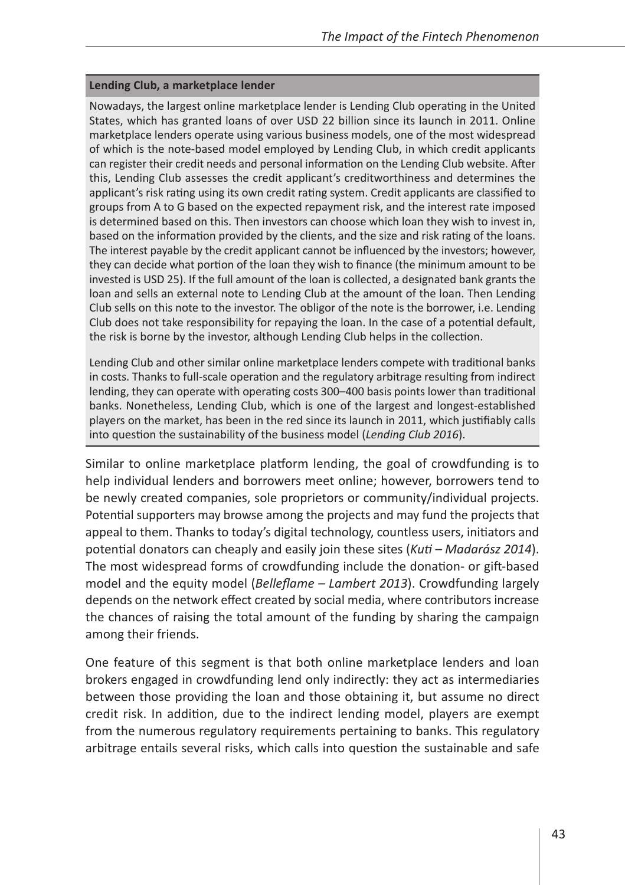**Lending Club, a marketplace lender**

Nowadays, the largest online marketplace lender is Lending Club operating in the United States, which has granted loans of over USD 22 billion since its launch in 2011. Online marketplace lenders operate using various business models, one of the most widespread of which is the note-based model employed by Lending Club, in which credit applicants can register their credit needs and personal information on the Lending Club website. After this, Lending Club assesses the credit applicant's creditworthiness and determines the applicant's risk rating using its own credit rating system. Credit applicants are classified to groups from A to G based on the expected repayment risk, and the interest rate imposed is determined based on this. Then investors can choose which loan they wish to invest in, based on the information provided by the clients, and the size and risk rating of the loans. The interest payable by the credit applicant cannot be influenced by the investors; however, they can decide what portion of the loan they wish to finance (the minimum amount to be invested is USD 25). If the full amount of the loan is collected, a designated bank grants the loan and sells an external note to Lending Club at the amount of the loan. Then Lending Club sells on this note to the investor. The obligor of the note is the borrower, i.e. Lending Club does not take responsibility for repaying the loan. In the case of a potential default, the risk is borne by the investor, although Lending Club helps in the collection.

Lending Club and other similar online marketplace lenders compete with traditional banks in costs. Thanks to full-scale operation and the regulatory arbitrage resulting from indirect lending, they can operate with operating costs 300–400 basis points lower than traditional banks. Nonetheless, Lending Club, which is one of the largest and longest-established players on the market, has been in the red since its launch in 2011, which justifiably calls into question the sustainability of the business model (*Lending Club 2016*).

Similar to online marketplace platform lending, the goal of crowdfunding is to help individual lenders and borrowers meet online; however, borrowers tend to be newly created companies, sole proprietors or community/individual projects. Potential supporters may browse among the projects and may fund the projects that appeal to them. Thanks to today's digital technology, countless users, initiators and potential donators can cheaply and easily join these sites (*Kuti – Madarász 2014*). The most widespread forms of crowdfunding include the donation- or gift-based model and the equity model (*Belleflame – Lambert 2013*). Crowdfunding largely depends on the network effect created by social media, where contributors increase the chances of raising the total amount of the funding by sharing the campaign among their friends.

One feature of this segment is that both online marketplace lenders and loan brokers engaged in crowdfunding lend only indirectly: they act as intermediaries between those providing the loan and those obtaining it, but assume no direct credit risk. In addition, due to the indirect lending model, players are exempt from the numerous regulatory requirements pertaining to banks. This regulatory arbitrage entails several risks, which calls into question the sustainable and safe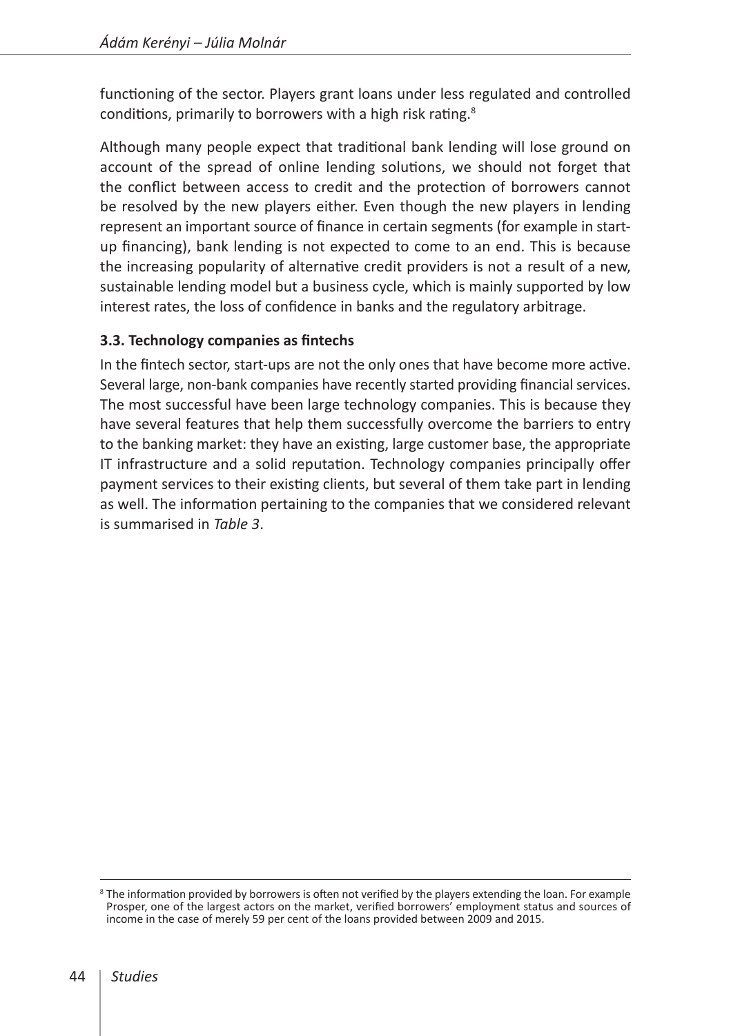functioning of the sector. Players grant loans under less regulated and controlled conditions, primarily to borrowers with a high risk rating.[8]

Although many people expect that traditional bank lending will lose ground on account of the spread of online lending solutions, we should not forget that the conflict between access to credit and the protection of borrowers cannot be resolved by the new players either. Even though the new players in lending represent an important source of finance in certain segments (for example in start-up financing), bank lending is not expected to come to an end. This is because the increasing popularity of alternative credit providers is not a result of a new, sustainable lending model but a business cycle, which is mainly supported by low interest rates, the loss of confidence in banks and the regulatory arbitrage.

### 3.3. Technology companies as fintechs

In the fintech sector, start-ups are not the only ones that have become more active. Several large, non-bank companies have recently started providing financial services. The most successful have been large technology companies. This is because they have several features that help them successfully overcome the barriers to entry to the banking market: they have an existing, large customer base, the appropriate IT infrastructure and a solid reputation. Technology companies principally offer payment services to their existing clients, but several of them take part in lending as well. The information pertaining to the companies that we considered relevant is summarised in *Table 3*.

[8] The information provided by borrowers is often not verified by the players extending the loan. For example Prosper, one of the largest actors on the market, verified borrowers' employment status and sources of income in the case of merely 59 per cent of the loans provided between 2009 and 2015.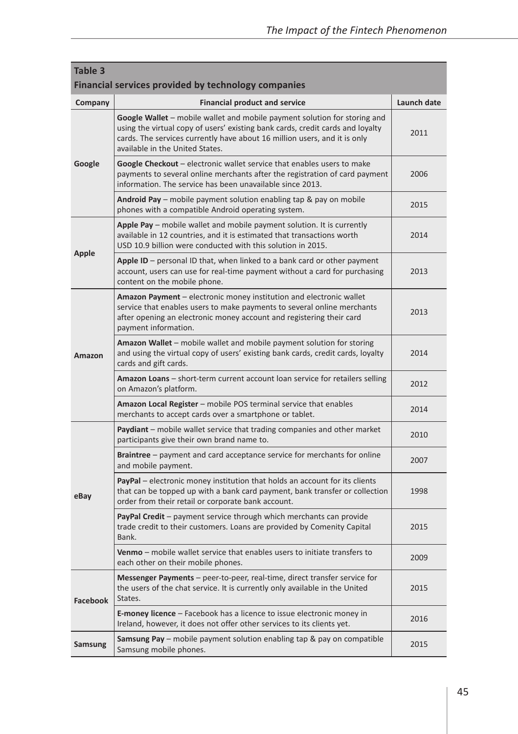**Table 3**
**Financial services provided by technology companies**

| Company | Financial product and service | Launch date |
|---|---|---|
| Google | **Google Wallet** – mobile wallet and mobile payment solution for storing and using the virtual copy of users' existing bank cards, credit cards and loyalty cards. The services currently have about 16 million users, and it is only available in the United States. | 2011 |
| | **Google Checkout** – electronic wallet service that enables users to make payments to several online merchants after the registration of card payment information. The service has been unavailable since 2013. | 2006 |
| | **Android Pay** – mobile payment solution enabling tap & pay on mobile phones with a compatible Android operating system. | 2015 |
| Apple | **Apple Pay** – mobile wallet and mobile payment solution. It is currently available in 12 countries, and it is estimated that transactions worth USD 10.9 billion were conducted with this solution in 2015. | 2014 |
| | **Apple ID** – personal ID that, when linked to a bank card or other payment account, users can use for real-time payment without a card for purchasing content on the mobile phone. | 2013 |
| Amazon | **Amazon Payment** – electronic money institution and electronic wallet service that enables users to make payments to several online merchants after opening an electronic money account and registering their card payment information. | 2013 |
| | **Amazon Wallet** – mobile wallet and mobile payment solution for storing and using the virtual copy of users' existing bank cards, credit cards, loyalty cards and gift cards. | 2014 |
| | **Amazon Loans** – short-term current account loan service for retailers selling on Amazon's platform. | 2012 |
| | **Amazon Local Register** – mobile POS terminal service that enables merchants to accept cards over a smartphone or tablet. | 2014 |
| eBay | **Paydiant** – mobile wallet service that trading companies and other market participants give their own brand name to. | 2010 |
| | **Braintree** – payment and card acceptance service for merchants for online and mobile payment. | 2007 |
| | **PayPal** – electronic money institution that holds an account for its clients that can be topped up with a bank card payment, bank transfer or collection order from their retail or corporate bank account. | 1998 |
| | **PayPal Credit** – payment service through which merchants can provide trade credit to their customers. Loans are provided by Comenity Capital Bank. | 2015 |
| | **Venmo** – mobile wallet service that enables users to initiate transfers to each other on their mobile phones. | 2009 |
| Facebook | **Messenger Payments** – peer-to-peer, real-time, direct transfer service for the users of the chat service. It is currently only available in the United States. | 2015 |
| | **E-money licence** – Facebook has a licence to issue electronic money in Ireland, however, it does not offer other services to its clients yet. | 2016 |
| Samsung | **Samsung Pay** – mobile payment solution enabling tap & pay on compatible Samsung mobile phones. | 2015 |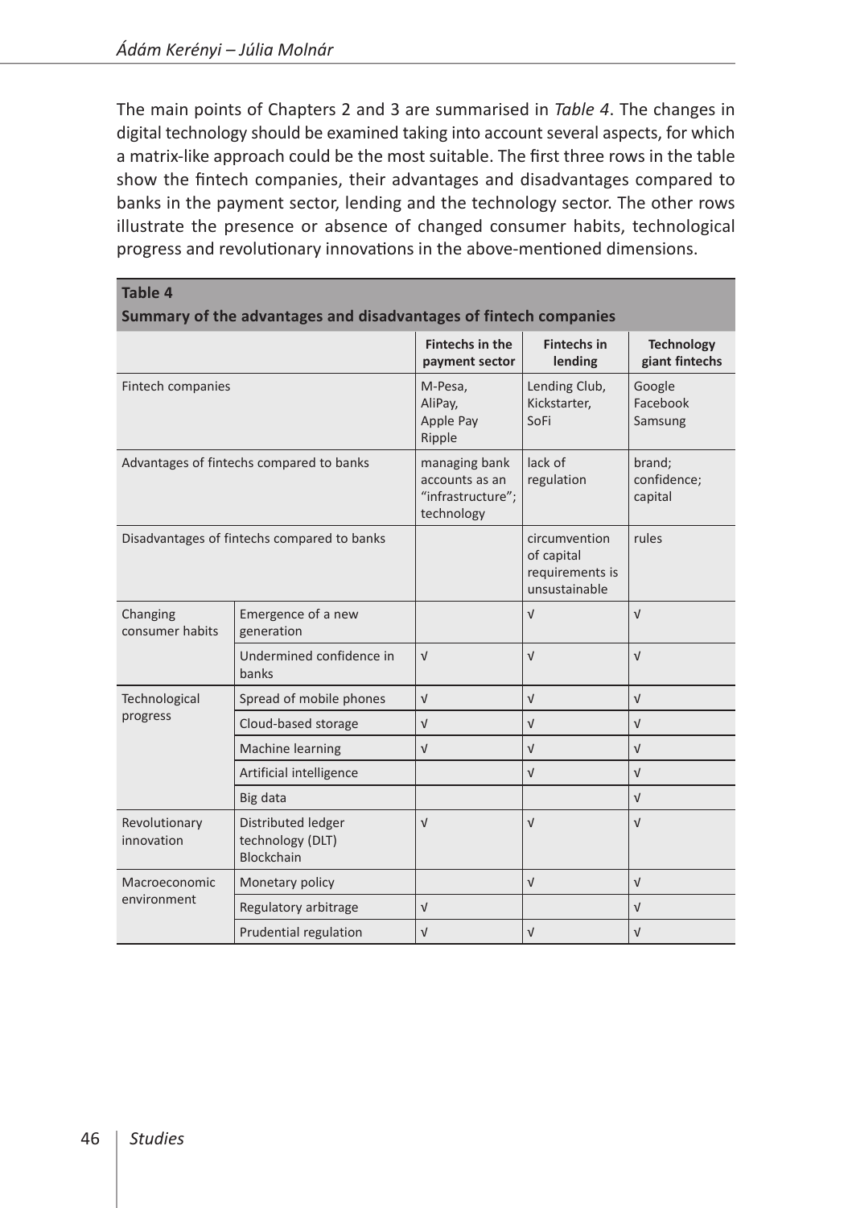The main points of Chapters 2 and 3 are summarised in *Table 4*. The changes in digital technology should be examined taking into account several aspects, for which a matrix-like approach could be the most suitable. The first three rows in the table show the fintech companies, their advantages and disadvantages compared to banks in the payment sector, lending and the technology sector. The other rows illustrate the presence or absence of changed consumer habits, technological progress and revolutionary innovations in the above-mentioned dimensions.

**Table 4**
**Summary of the advantages and disadvantages of fintech companies**

| | | Fintechs in the payment sector | Fintechs in lending | Technology giant fintechs |
|---|---|---|---|---|
| Fintech companies | | M-Pesa, AliPay, Apple Pay Ripple | Lending Club, Kickstarter, SoFi | Google Facebook Samsung |
| Advantages of fintechs compared to banks | | managing bank accounts as an "infrastructure"; technology | lack of regulation | brand; confidence; capital |
| Disadvantages of fintechs compared to banks | | | circumvention of capital requirements is unsustainable | rules |
| Changing consumer habits | Emergence of a new generation | | √ | √ |
| | Undermined confidence in banks | √ | √ | √ |
| Technological progress | Spread of mobile phones | √ | √ | √ |
| | Cloud-based storage | √ | √ | √ |
| | Machine learning | √ | √ | √ |
| | Artificial intelligence | | √ | √ |
| | Big data | | | √ |
| Revolutionary innovation | Distributed ledger technology (DLT) Blockchain | √ | √ | √ |
| Macroeconomic environment | Monetary policy | | √ | √ |
| | Regulatory arbitrage | √ | | √ |
| | Prudential regulation | √ | √ | √ |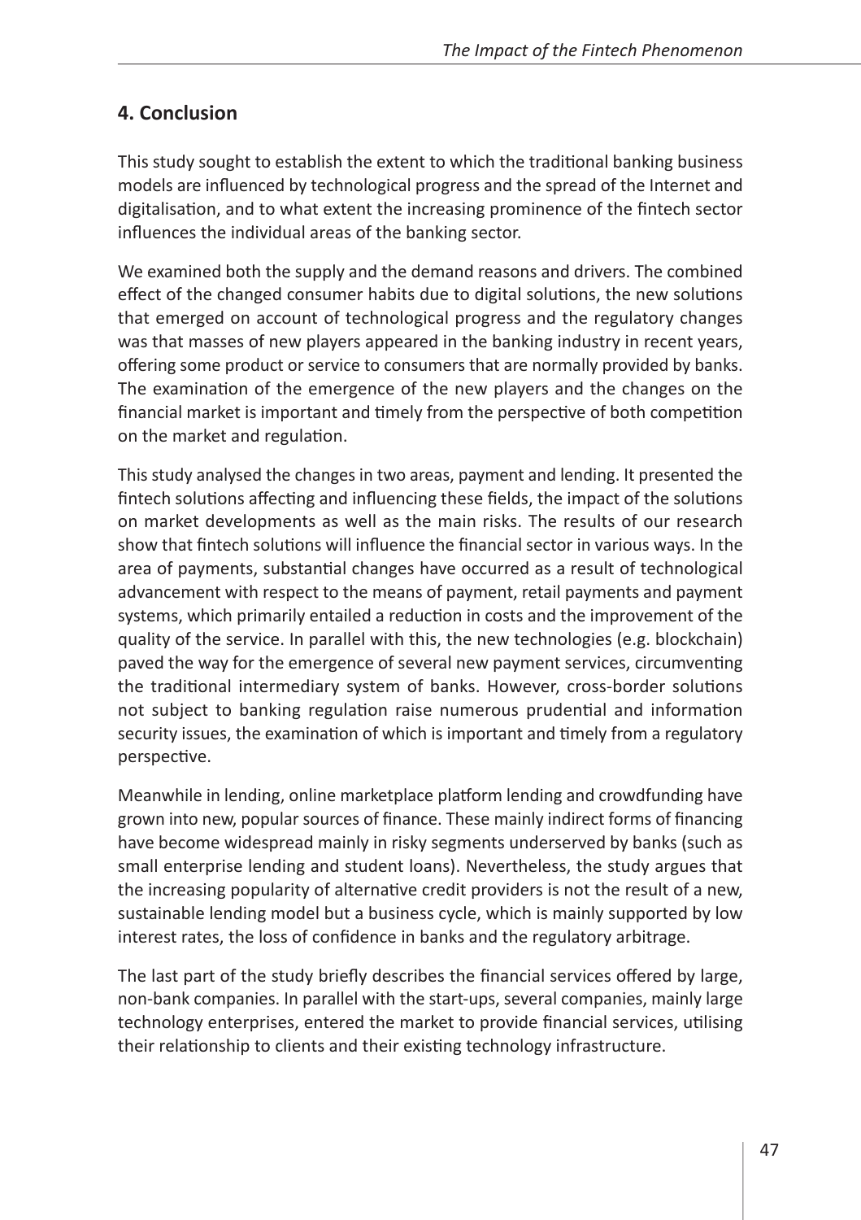## 4. Conclusion

This study sought to establish the extent to which the traditional banking business models are influenced by technological progress and the spread of the Internet and digitalisation, and to what extent the increasing prominence of the fintech sector influences the individual areas of the banking sector.

We examined both the supply and the demand reasons and drivers. The combined effect of the changed consumer habits due to digital solutions, the new solutions that emerged on account of technological progress and the regulatory changes was that masses of new players appeared in the banking industry in recent years, offering some product or service to consumers that are normally provided by banks. The examination of the emergence of the new players and the changes on the financial market is important and timely from the perspective of both competition on the market and regulation.

This study analysed the changes in two areas, payment and lending. It presented the fintech solutions affecting and influencing these fields, the impact of the solutions on market developments as well as the main risks. The results of our research show that fintech solutions will influence the financial sector in various ways. In the area of payments, substantial changes have occurred as a result of technological advancement with respect to the means of payment, retail payments and payment systems, which primarily entailed a reduction in costs and the improvement of the quality of the service. In parallel with this, the new technologies (e.g. blockchain) paved the way for the emergence of several new payment services, circumventing the traditional intermediary system of banks. However, cross-border solutions not subject to banking regulation raise numerous prudential and information security issues, the examination of which is important and timely from a regulatory perspective.

Meanwhile in lending, online marketplace platform lending and crowdfunding have grown into new, popular sources of finance. These mainly indirect forms of financing have become widespread mainly in risky segments underserved by banks (such as small enterprise lending and student loans). Nevertheless, the study argues that the increasing popularity of alternative credit providers is not the result of a new, sustainable lending model but a business cycle, which is mainly supported by low interest rates, the loss of confidence in banks and the regulatory arbitrage.

The last part of the study briefly describes the financial services offered by large, non-bank companies. In parallel with the start-ups, several companies, mainly large technology enterprises, entered the market to provide financial services, utilising their relationship to clients and their existing technology infrastructure.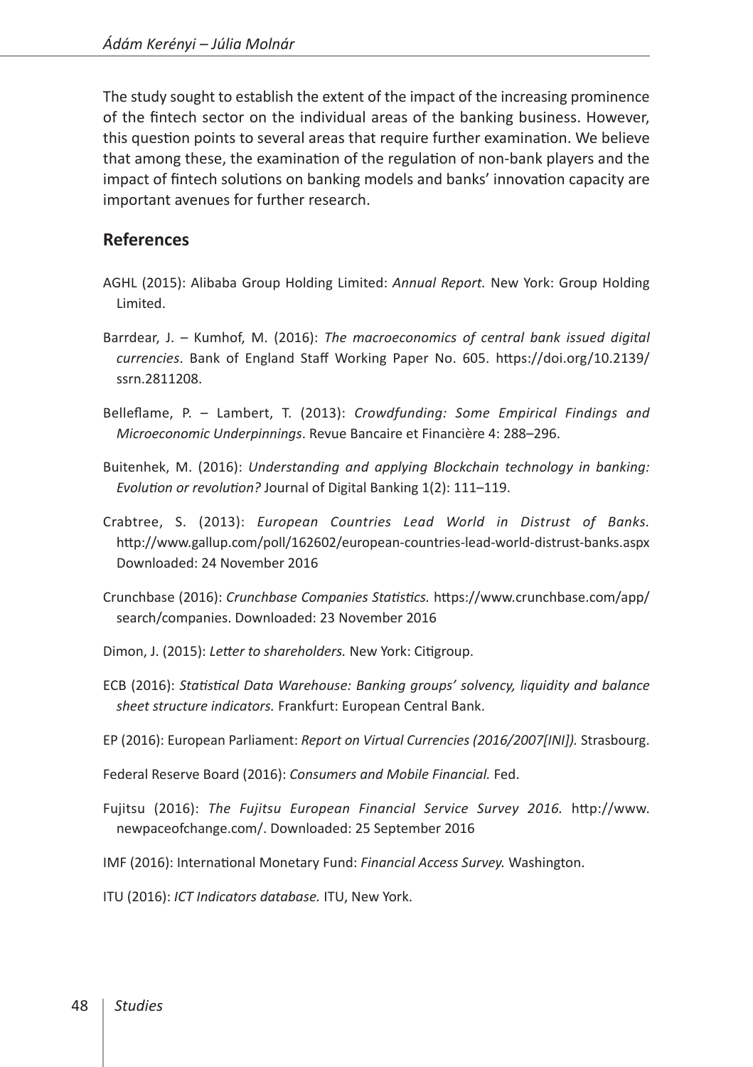The study sought to establish the extent of the impact of the increasing prominence of the fintech sector on the individual areas of the banking business. However, this question points to several areas that require further examination. We believe that among these, the examination of the regulation of non-bank players and the impact of fintech solutions on banking models and banks' innovation capacity are important avenues for further research.

## References

AGHL (2015): Alibaba Group Holding Limited: *Annual Report.* New York: Group Holding Limited.

Barrdear, J. – Kumhof, M. (2016): *The macroeconomics of central bank issued digital currencies*. Bank of England Staff Working Paper No. 605. https://doi.org/10.2139/ssrn.2811208.

Belleflame, P. – Lambert, T. (2013): *Crowdfunding: Some Empirical Findings and Microeconomic Underpinnings*. Revue Bancaire et Financière 4: 288–296.

Buitenhek, M. (2016): *Understanding and applying Blockchain technology in banking: Evolution or revolution?* Journal of Digital Banking 1(2): 111–119.

Crabtree, S. (2013): *European Countries Lead World in Distrust of Banks.* http://www.gallup.com/poll/162602/european-countries-lead-world-distrust-banks.aspx Downloaded: 24 November 2016

Crunchbase (2016): *Crunchbase Companies Statistics.* https://www.crunchbase.com/app/search/companies. Downloaded: 23 November 2016

Dimon, J. (2015): *Letter to shareholders.* New York: Citigroup.

ECB (2016): *Statistical Data Warehouse: Banking groups' solvency, liquidity and balance sheet structure indicators.* Frankfurt: European Central Bank.

EP (2016): European Parliament: *Report on Virtual Currencies (2016/2007[INI]).* Strasbourg.

Federal Reserve Board (2016): *Consumers and Mobile Financial.* Fed.

Fujitsu (2016): *The Fujitsu European Financial Service Survey 2016.* http://www.newpaceofchange.com/. Downloaded: 25 September 2016

IMF (2016): International Monetary Fund: *Financial Access Survey.* Washington.

ITU (2016): *ICT Indicators database.* ITU, New York.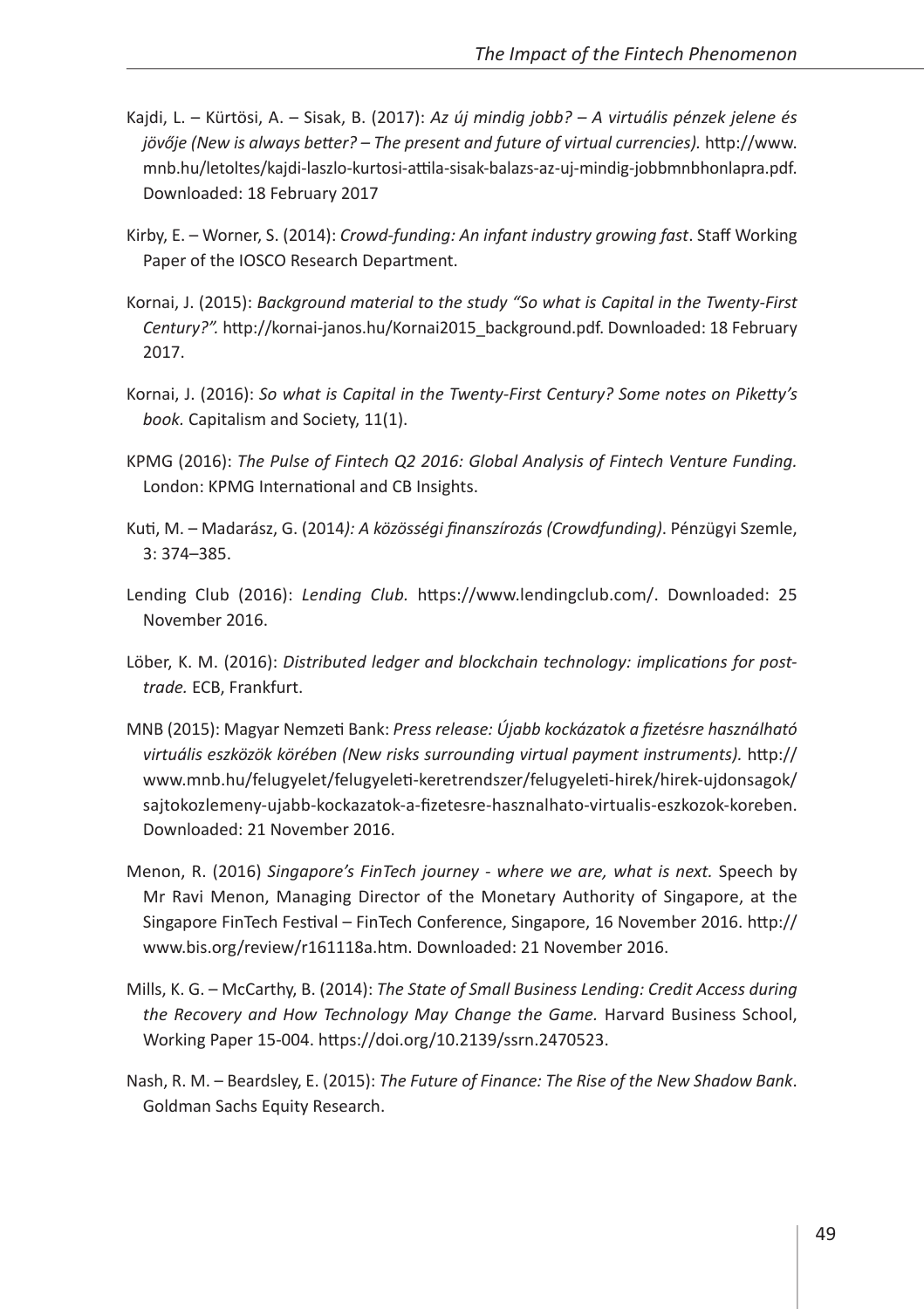Kajdi, L. – Kürtösi, A. – Sisak, B. (2017): *Az új mindig jobb? – A virtuális pénzek jelene és jövője (New is always better? – The present and future of virtual currencies).* http://www.mnb.hu/letoltes/kajdi-laszlo-kurtosi-attila-sisak-balazs-az-uj-mindig-jobbmnbhonlapra.pdf. Downloaded: 18 February 2017

Kirby, E. – Worner, S. (2014): *Crowd-funding: An infant industry growing fast*. Staff Working Paper of the IOSCO Research Department.

Kornai, J. (2015): *Background material to the study "So what is Capital in the Twenty-First Century?".* http://kornai-janos.hu/Kornai2015_background.pdf. Downloaded: 18 February 2017.

Kornai, J. (2016): *So what is Capital in the Twenty-First Century? Some notes on Piketty's book.* Capitalism and Society, 11(1).

KPMG (2016): *The Pulse of Fintech Q2 2016: Global Analysis of Fintech Venture Funding.* London: KPMG International and CB Insights.

Kuti, M. – Madarász, G. (2014*): A közösségi finanszírozás (Crowdfunding)*. Pénzügyi Szemle, 3: 374–385.

Lending Club (2016): *Lending Club.* https://www.lendingclub.com/. Downloaded: 25 November 2016.

Löber, K. M. (2016): *Distributed ledger and blockchain technology: implications for post-trade.* ECB, Frankfurt.

MNB (2015): Magyar Nemzeti Bank: *Press release: Újabb kockázatok a fizetésre használható virtuális eszközök körében (New risks surrounding virtual payment instruments).* http://www.mnb.hu/felugyelet/felugyeleti-keretrendszer/felugyeleti-hirek/hirek-ujdonsagok/sajtokozlemeny-ujabb-kockazatok-a-fizetesre-hasznalhato-virtualis-eszkozok-koreben. Downloaded: 21 November 2016.

Menon, R. (2016) *Singapore's FinTech journey - where we are, what is next.* Speech by Mr Ravi Menon, Managing Director of the Monetary Authority of Singapore, at the Singapore FinTech Festival – FinTech Conference, Singapore, 16 November 2016. http://www.bis.org/review/r161118a.htm. Downloaded: 21 November 2016.

Mills, K. G. – McCarthy, B. (2014): *The State of Small Business Lending: Credit Access during the Recovery and How Technology May Change the Game.* Harvard Business School, Working Paper 15-004. https://doi.org/10.2139/ssrn.2470523.

Nash, R. M. – Beardsley, E. (2015): *The Future of Finance: The Rise of the New Shadow Bank*. Goldman Sachs Equity Research.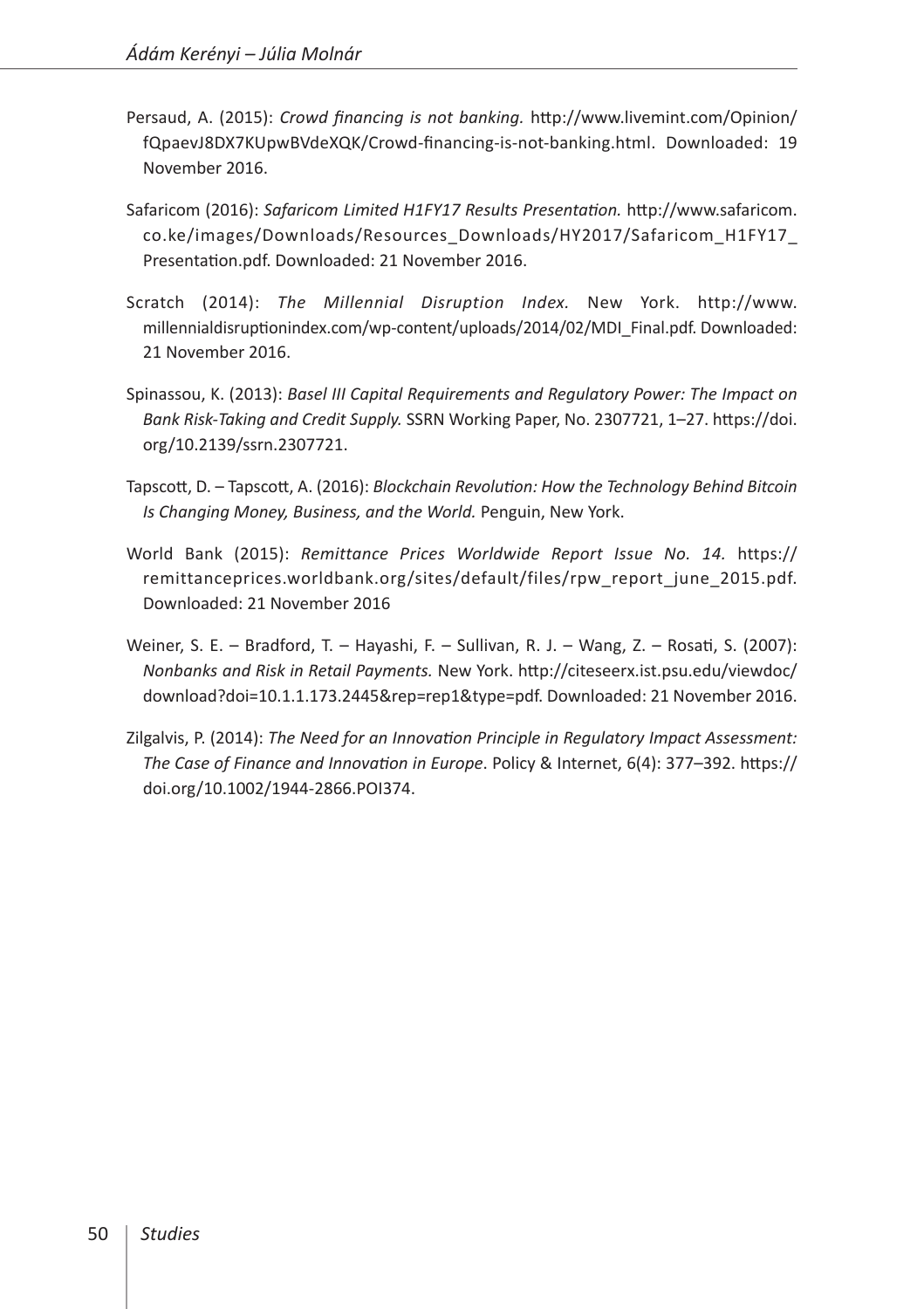Persaud, A. (2015): *Crowd financing is not banking.* http://www.livemint.com/Opinion/fQpaevJ8DX7KUpwBVdeXQK/Crowd-financing-is-not-banking.html. Downloaded: 19 November 2016.

Safaricom (2016): *Safaricom Limited H1FY17 Results Presentation.* http://www.safaricom.co.ke/images/Downloads/Resources_Downloads/HY2017/Safaricom_H1FY17_Presentation.pdf. Downloaded: 21 November 2016.

Scratch (2014): *The Millennial Disruption Index.* New York. http://www.millennialdisruptionindex.com/wp-content/uploads/2014/02/MDI_Final.pdf. Downloaded: 21 November 2016.

Spinassou, K. (2013): *Basel III Capital Requirements and Regulatory Power: The Impact on Bank Risk-Taking and Credit Supply.* SSRN Working Paper, No. 2307721, 1–27. https://doi.org/10.2139/ssrn.2307721.

Tapscott, D. – Tapscott, A. (2016): *Blockchain Revolution: How the Technology Behind Bitcoin Is Changing Money, Business, and the World.* Penguin, New York.

World Bank (2015): *Remittance Prices Worldwide Report Issue No. 14.* https://remittanceprices.worldbank.org/sites/default/files/rpw_report_june_2015.pdf. Downloaded: 21 November 2016

Weiner, S. E. – Bradford, T. – Hayashi, F. – Sullivan, R. J. – Wang, Z. – Rosati, S. (2007): *Nonbanks and Risk in Retail Payments.* New York. http://citeseerx.ist.psu.edu/viewdoc/download?doi=10.1.1.173.2445&rep=rep1&type=pdf. Downloaded: 21 November 2016.

Zilgalvis, P. (2014): *The Need for an Innovation Principle in Regulatory Impact Assessment: The Case of Finance and Innovation in Europe*. Policy & Internet, 6(4): 377–392. https://doi.org/10.1002/1944-2866.POI374.